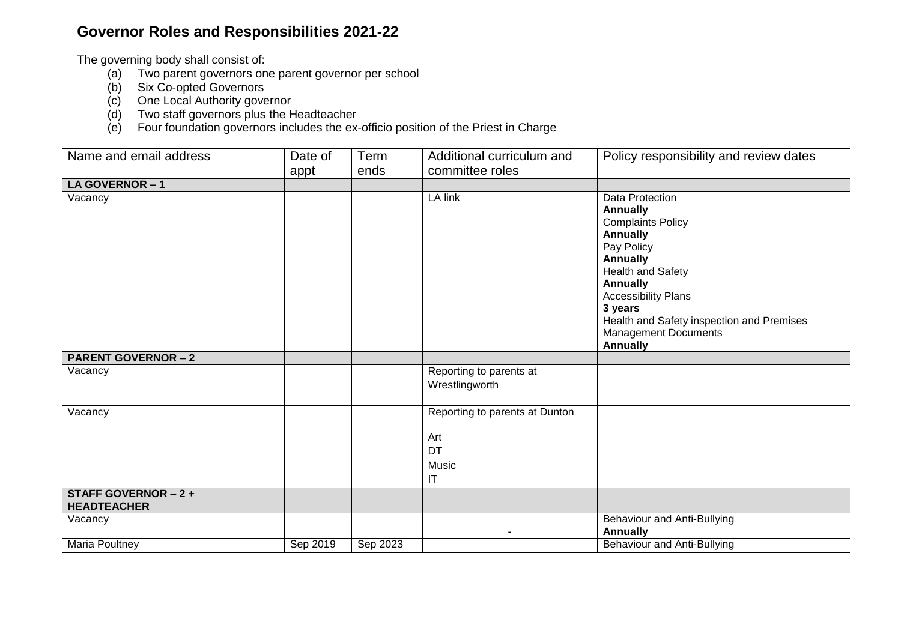# Governor Roles and Responsibilities 2021-22

The governing body shall consist of:

- (a) Two parent governors one parent governor per school
- (b) Six Co-opted Governors
- (c) One Local Authority governor
- (d) Two staff governors plus the Headteacher
- (e) Four foundation governors includes the ex-officio position of the Priest in Charge

| Name and email address | Date of appt | Term ends | Additional curriculum and committee roles | Policy responsibility and review dates |
|---|---|---|---|---|
| **LA GOVERNOR – 1** | | | | |
| Vacancy | | | LA link | Data Protection<br>**Annually**<br>Complaints Policy<br>**Annually**<br>Pay Policy<br>**Annually**<br>Health and Safety<br>**Annually**<br>Accessibility Plans<br>**3 years**<br>Health and Safety inspection and Premises Management Documents<br>**Annually** |
| **PARENT GOVERNOR – 2** | | | | |
| Vacancy | | | Reporting to parents at Wrestlingworth | |
| Vacancy | | | Reporting to parents at Dunton<br><br>Art<br>DT<br>Music<br>IT | |
| **STAFF GOVERNOR – 2 + HEADTEACHER** | | | | |
| Vacancy | | | - | Behaviour and Anti-Bullying<br>**Annually** |
| Maria Poultney | Sep 2019 | Sep 2023 | | Behaviour and Anti-Bullying |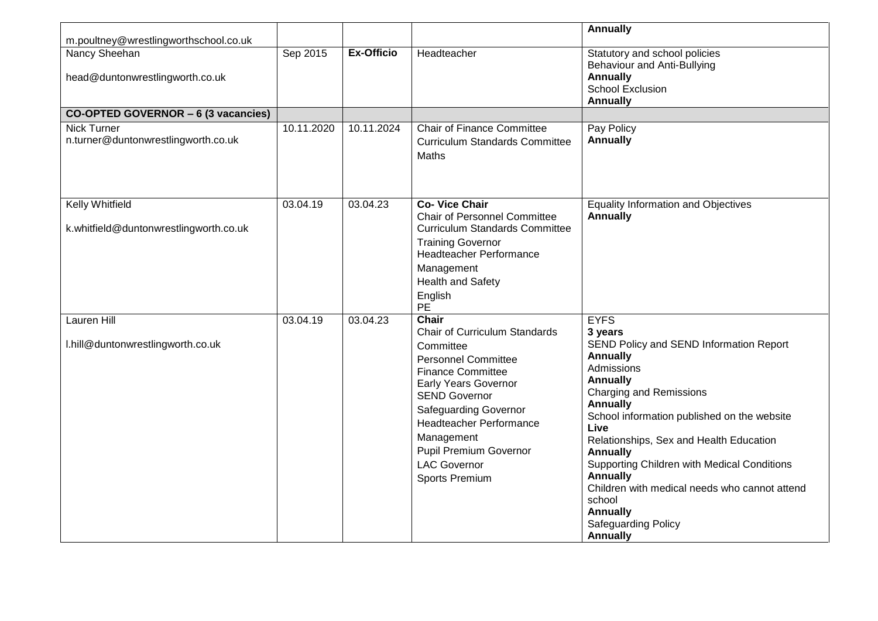| | | | | |
|---|---|---|---|---|
| m.poultney@wrestlingworthschool.co.uk | | | | **Annually** |
| Nancy Sheehan<br><br>head@duntonwrestlingworth.co.uk | Sep 2015 | **Ex-Officio** | Headteacher | Statutory and school policies<br>Behaviour and Anti-Bullying<br>**Annually**<br>School Exclusion<br>**Annually** |
| **CO-OPTED GOVERNOR – 6 (3 vacancies)** | | | | |
| Nick Turner<br>n.turner@duntonwrestlingworth.co.uk | 10.11.2020 | 10.11.2024 | Chair of Finance Committee<br>Curriculum Standards Committee<br>Maths | Pay Policy<br>**Annually** |
| Kelly Whitfield<br><br>k.whitfield@duntonwrestlingworth.co.uk | 03.04.19 | 03.04.23 | **Co- Vice Chair**<br>Chair of Personnel Committee<br>Curriculum Standards Committee<br>Training Governor<br>Headteacher Performance Management<br>Health and Safety<br>English<br>PE | Equality Information and Objectives<br>**Annually** |
| Lauren Hill<br><br>l.hill@duntonwrestlingworth.co.uk | 03.04.19 | 03.04.23 | **Chair**<br>Chair of Curriculum Standards Committee<br>Personnel Committee<br>Finance Committee<br>Early Years Governor<br>SEND Governor<br>Safeguarding Governor<br>Headteacher Performance Management<br>Pupil Premium Governor<br>LAC Governor<br>Sports Premium | EYFS<br>**3 years**<br>SEND Policy and SEND Information Report<br>**Annually**<br>Admissions<br>**Annually**<br>Charging and Remissions<br>**Annually**<br>School information published on the website<br>**Live**<br>Relationships, Sex and Health Education<br>**Annually**<br>Supporting Children with Medical Conditions<br>**Annually**<br>Children with medical needs who cannot attend school<br>**Annually**<br>Safeguarding Policy<br>**Annually** |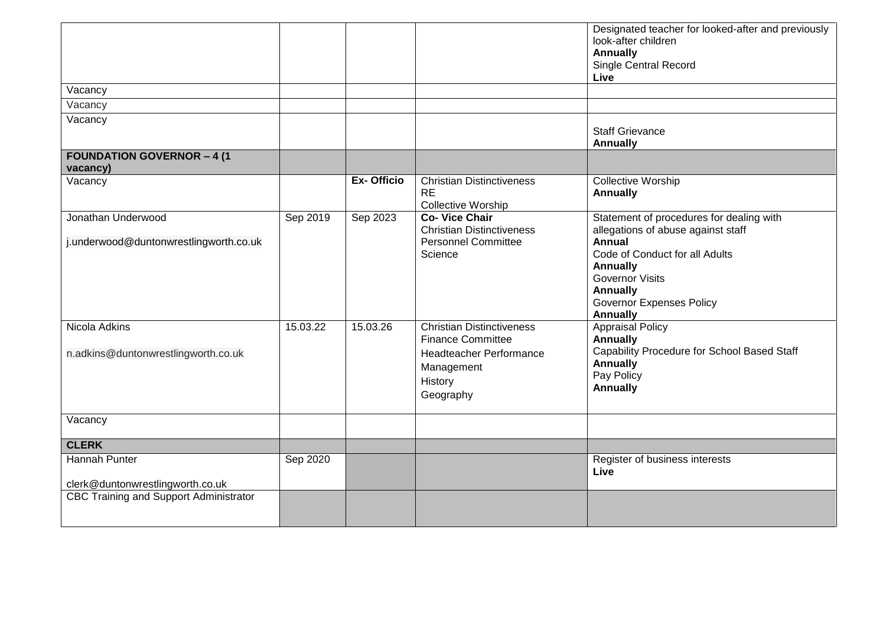| | | | | |
|---|---|---|---|---|
| | | | | Designated teacher for looked-after and previously look-after children **Annually** Single Central Record **Live** |
| Vacancy | | | | |
| Vacancy | | | | |
| Vacancy | | | | Staff Grievance **Annually** |
| **FOUNDATION GOVERNOR – 4 (1 vacancy)** | | | | |
| Vacancy | | **Ex- Officio** | Christian Distinctiveness RE Collective Worship | Collective Worship **Annually** |
| Jonathan Underwood j.underwood@duntonwrestlingworth.co.uk | Sep 2019 | Sep 2023 | **Co- Vice Chair** Christian Distinctiveness Personnel Committee Science | Statement of procedures for dealing with allegations of abuse against staff **Annual** Code of Conduct for all Adults **Annually** Governor Visits **Annually** Governor Expenses Policy **Annually** |
| Nicola Adkins n.adkins@duntonwrestlingworth.co.uk | 15.03.22 | 15.03.26 | Christian Distinctiveness Finance Committee Headteacher Performance Management History Geography | Appraisal Policy **Annually** Capability Procedure for School Based Staff **Annually** Pay Policy **Annually** |
| Vacancy | | | | |
| **CLERK** | | | | |
| Hannah Punter clerk@duntonwrestlingworth.co.uk | Sep 2020 | | | Register of business interests **Live** |
| CBC Training and Support Administrator | | | | |